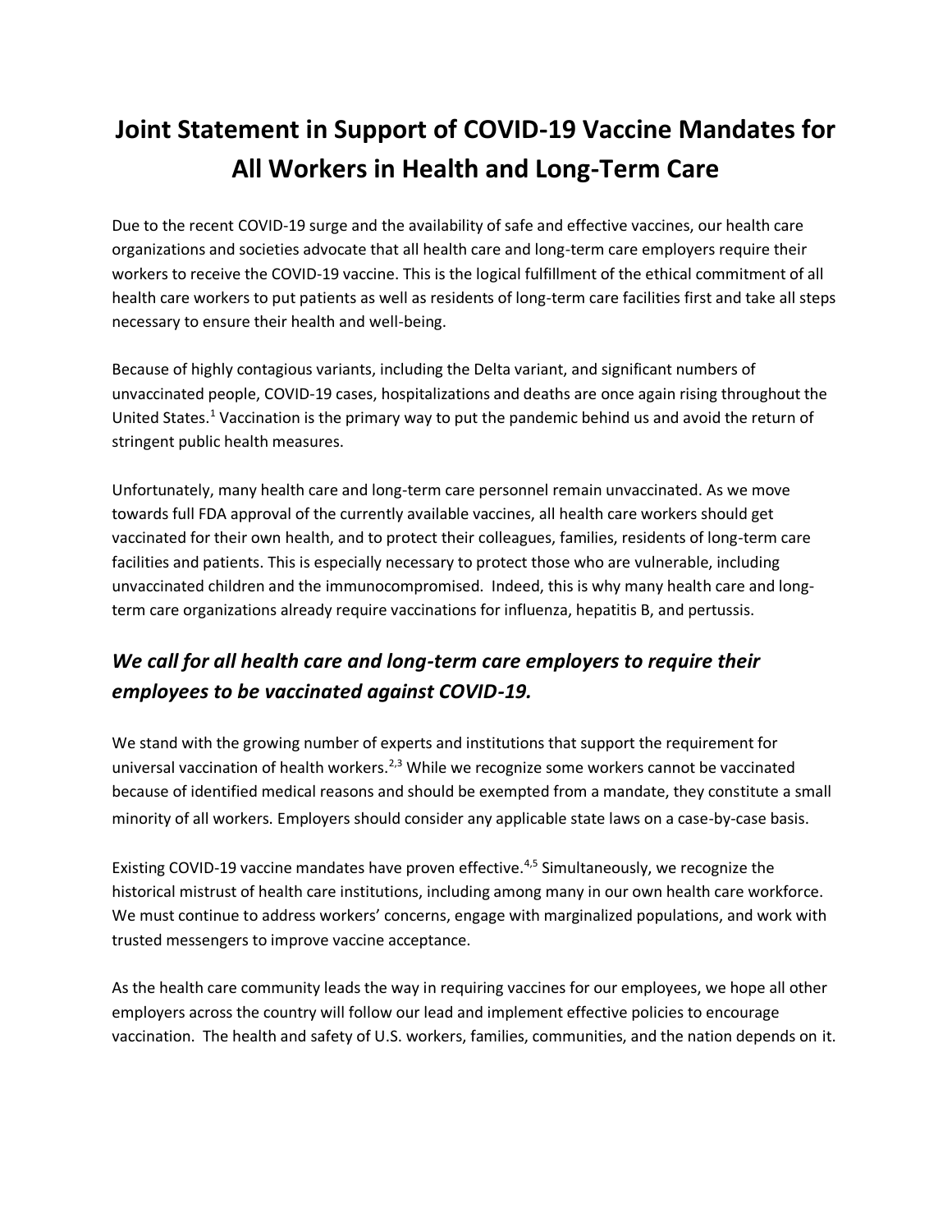# Joint Statement in Support of COVID-19 Vaccine Mandates for All Workers in Health and Long-Term Care

Due to the recent COVID-19 surge and the availability of safe and effective vaccines, our health care organizations and societies advocate that all health care and long-term care employers require their workers to receive the COVID-19 vaccine. This is the logical fulfillment of the ethical commitment of all health care workers to put patients as well as residents of long-term care facilities first and take all steps necessary to ensure their health and well-being.

Because of highly contagious variants, including the Delta variant, and significant numbers of unvaccinated people, COVID-19 cases, hospitalizations and deaths are once again rising throughout the United States.[1] Vaccination is the primary way to put the pandemic behind us and avoid the return of stringent public health measures.

Unfortunately, many health care and long-term care personnel remain unvaccinated. As we move towards full FDA approval of the currently available vaccines, all health care workers should get vaccinated for their own health, and to protect their colleagues, families, residents of long-term care facilities and patients. This is especially necessary to protect those who are vulnerable, including unvaccinated children and the immunocompromised. Indeed, this is why many health care and long-term care organizations already require vaccinations for influenza, hepatitis B, and pertussis.

## *We call for all health care and long-term care employers to require their employees to be vaccinated against COVID-19.*

We stand with the growing number of experts and institutions that support the requirement for universal vaccination of health workers.[2,3] While we recognize some workers cannot be vaccinated because of identified medical reasons and should be exempted from a mandate, they constitute a small minority of all workers. Employers should consider any applicable state laws on a case-by-case basis.

Existing COVID-19 vaccine mandates have proven effective.[4,5] Simultaneously, we recognize the historical mistrust of health care institutions, including among many in our own health care workforce. We must continue to address workers' concerns, engage with marginalized populations, and work with trusted messengers to improve vaccine acceptance.

As the health care community leads the way in requiring vaccines for our employees, we hope all other employers across the country will follow our lead and implement effective policies to encourage vaccination. The health and safety of U.S. workers, families, communities, and the nation depends on it.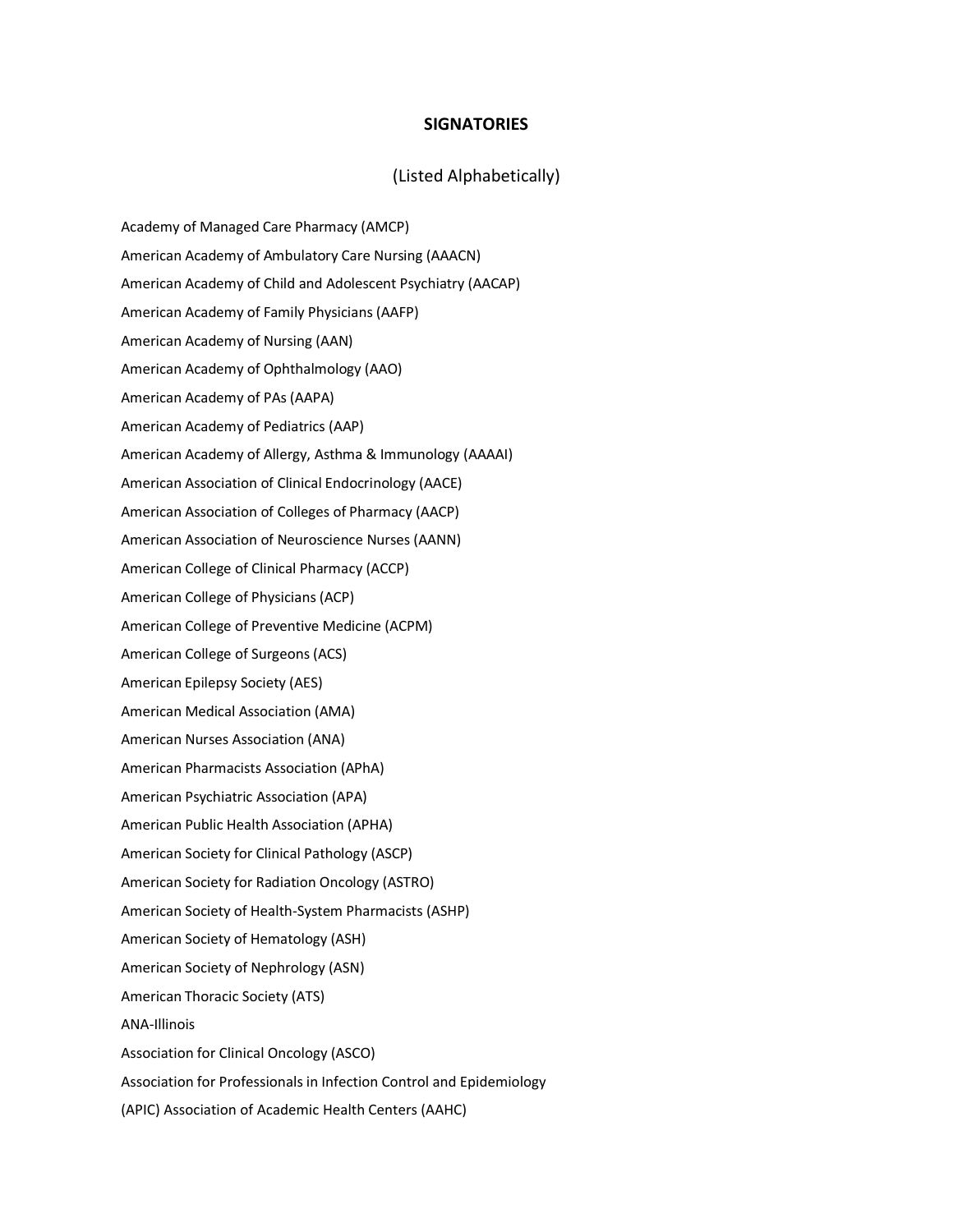**SIGNATORIES**

(Listed Alphabetically)

Academy of Managed Care Pharmacy (AMCP)

American Academy of Ambulatory Care Nursing (AAACN)

American Academy of Child and Adolescent Psychiatry (AACAP)

American Academy of Family Physicians (AAFP)

American Academy of Nursing (AAN)

American Academy of Ophthalmology (AAO)

American Academy of PAs (AAPA)

American Academy of Pediatrics (AAP)

American Academy of Allergy, Asthma & Immunology (AAAAI)

American Association of Clinical Endocrinology (AACE)

American Association of Colleges of Pharmacy (AACP)

American Association of Neuroscience Nurses (AANN)

American College of Clinical Pharmacy (ACCP)

American College of Physicians (ACP)

American College of Preventive Medicine (ACPM)

American College of Surgeons (ACS)

American Epilepsy Society (AES)

American Medical Association (AMA)

American Nurses Association (ANA)

American Pharmacists Association (APhA)

American Psychiatric Association (APA)

American Public Health Association (APHA)

American Society for Clinical Pathology (ASCP)

American Society for Radiation Oncology (ASTRO)

American Society of Health-System Pharmacists (ASHP)

American Society of Hematology (ASH)

American Society of Nephrology (ASN)

American Thoracic Society (ATS)

ANA-Illinois

Association for Clinical Oncology (ASCO)

Association for Professionals in Infection Control and Epidemiology

(APIC) Association of Academic Health Centers (AAHC)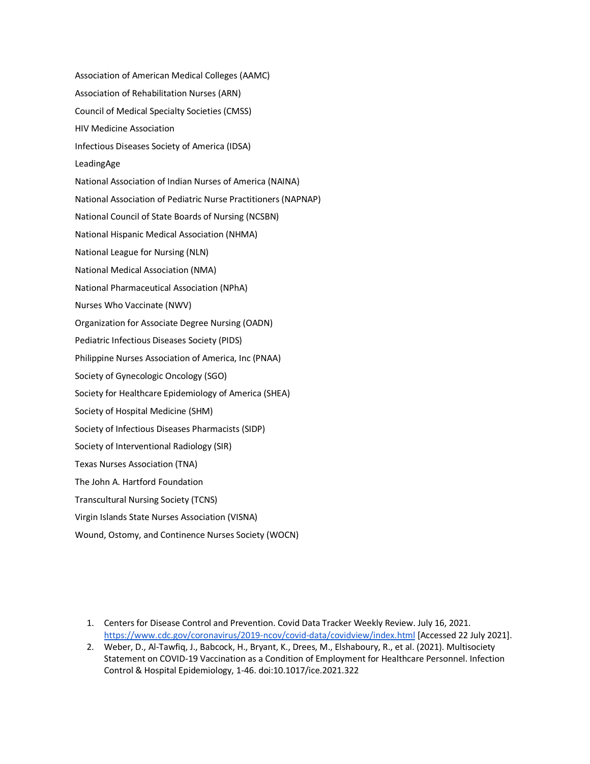Association of American Medical Colleges (AAMC)

Association of Rehabilitation Nurses (ARN)

Council of Medical Specialty Societies (CMSS)

HIV Medicine Association

Infectious Diseases Society of America (IDSA)

LeadingAge

National Association of Indian Nurses of America (NAINA)

National Association of Pediatric Nurse Practitioners (NAPNAP)

National Council of State Boards of Nursing (NCSBN)

National Hispanic Medical Association (NHMA)

National League for Nursing (NLN)

National Medical Association (NMA)

National Pharmaceutical Association (NPhA)

Nurses Who Vaccinate (NWV)

Organization for Associate Degree Nursing (OADN)

Pediatric Infectious Diseases Society (PIDS)

Philippine Nurses Association of America, Inc (PNAA)

Society of Gynecologic Oncology (SGO)

Society for Healthcare Epidemiology of America (SHEA)

Society of Hospital Medicine (SHM)

Society of Infectious Diseases Pharmacists (SIDP)

Society of Interventional Radiology (SIR)

Texas Nurses Association (TNA)

The John A. Hartford Foundation

Transcultural Nursing Society (TCNS)

Virgin Islands State Nurses Association (VISNA)

Wound, Ostomy, and Continence Nurses Society (WOCN)

1. Centers for Disease Control and Prevention. Covid Data Tracker Weekly Review. July 16, 2021. https://www.cdc.gov/coronavirus/2019-ncov/covid-data/covidview/index.html [Accessed 22 July 2021].
2. Weber, D., Al-Tawfiq, J., Babcock, H., Bryant, K., Drees, M., Elshaboury, R., et al. (2021). Multisociety Statement on COVID-19 Vaccination as a Condition of Employment for Healthcare Personnel. Infection Control & Hospital Epidemiology, 1-46. doi:10.1017/ice.2021.322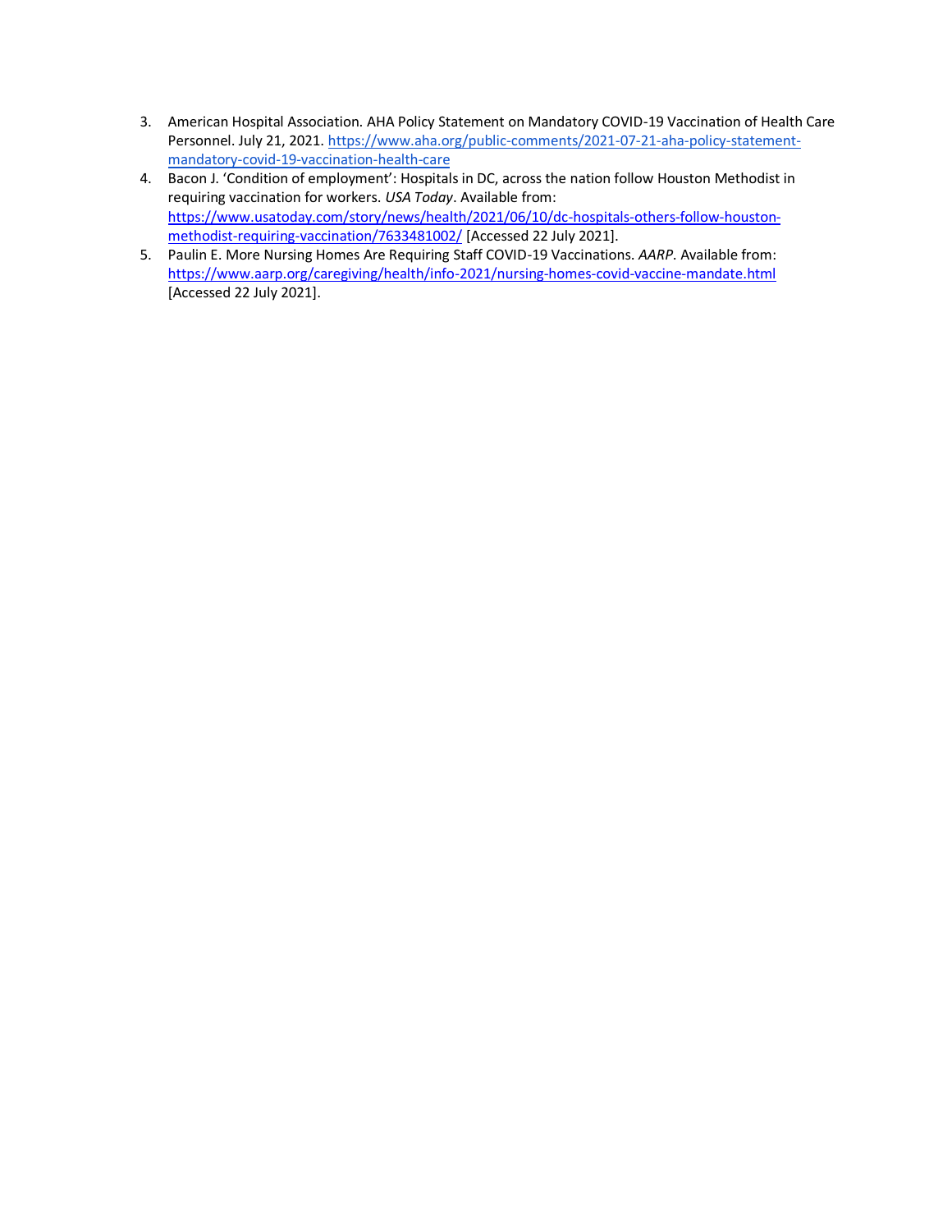3. American Hospital Association. AHA Policy Statement on Mandatory COVID-19 Vaccination of Health Care Personnel. July 21, 2021. https://www.aha.org/public-comments/2021-07-21-aha-policy-statement-mandatory-covid-19-vaccination-health-care
4. Bacon J. 'Condition of employment': Hospitals in DC, across the nation follow Houston Methodist in requiring vaccination for workers. *USA Today*. Available from: https://www.usatoday.com/story/news/health/2021/06/10/dc-hospitals-others-follow-houston-methodist-requiring-vaccination/7633481002/ [Accessed 22 July 2021].
5. Paulin E. More Nursing Homes Are Requiring Staff COVID-19 Vaccinations. *AARP*. Available from: https://www.aarp.org/caregiving/health/info-2021/nursing-homes-covid-vaccine-mandate.html [Accessed 22 July 2021].